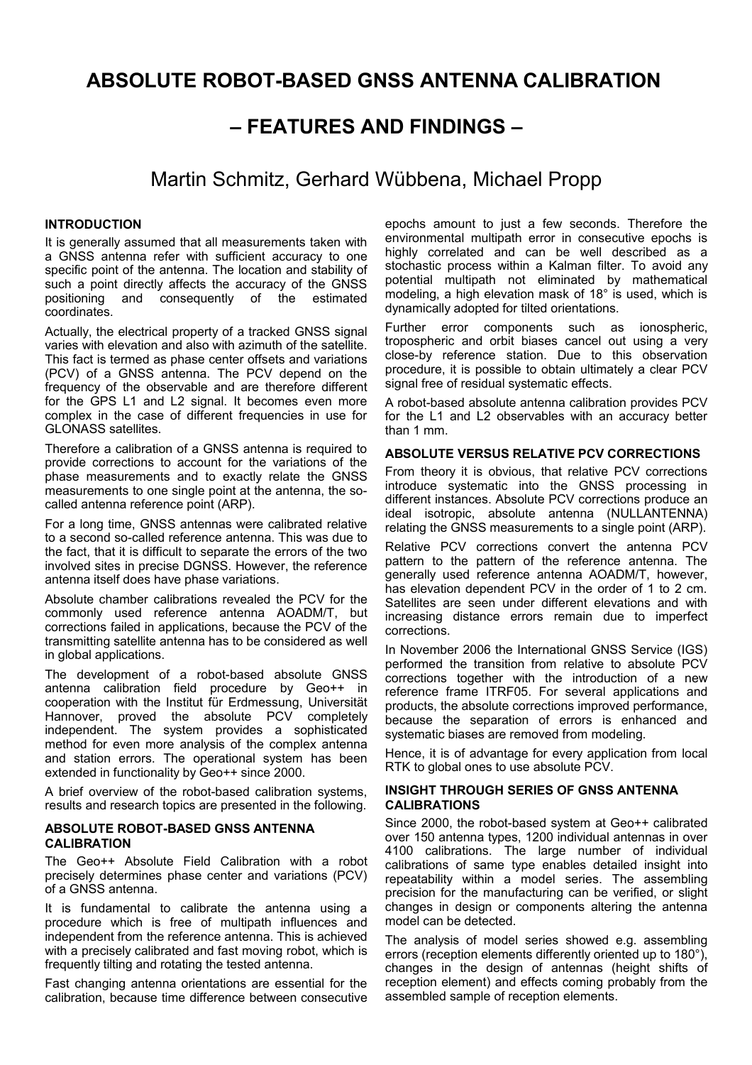# ABSOLUTE ROBOT-BASED GNSS ANTENNA CALIBRATION

# – FEATURES AND FINDINGS –

Martin Schmitz, Gerhard Wübbena, Michael Propp

## INTRODUCTION

It is generally assumed that all measurements taken with a GNSS antenna refer with sufficient accuracy to one specific point of the antenna. The location and stability of such a point directly affects the accuracy of the GNSS positioning and consequently of the estimated coordinates.

Actually, the electrical property of a tracked GNSS signal varies with elevation and also with azimuth of the satellite. This fact is termed as phase center offsets and variations (PCV) of a GNSS antenna. The PCV depend on the frequency of the observable and are therefore different for the GPS L1 and L2 signal. It becomes even more complex in the case of different frequencies in use for GLONASS satellites.

Therefore a calibration of a GNSS antenna is required to provide corrections to account for the variations of the phase measurements and to exactly relate the GNSS measurements to one single point at the antenna, the so-called antenna reference point (ARP).

For a long time, GNSS antennas were calibrated relative to a second so-called reference antenna. This was due to the fact, that it is difficult to separate the errors of the two involved sites in precise DGNSS. However, the reference antenna itself does have phase variations.

Absolute chamber calibrations revealed the PCV for the commonly used reference antenna AOADM/T, but corrections failed in applications, because the PCV of the transmitting satellite antenna has to be considered as well in global applications.

The development of a robot-based absolute GNSS antenna calibration field procedure by Geo++ in cooperation with the Institut für Erdmessung, Universität Hannover, proved the absolute PCV completely independent. The system provides a sophisticated method for even more analysis of the complex antenna and station errors. The operational system has been extended in functionality by Geo++ since 2000.

A brief overview of the robot-based calibration systems, results and research topics are presented in the following.

## ABSOLUTE ROBOT-BASED GNSS ANTENNA CALIBRATION

The Geo++ Absolute Field Calibration with a robot precisely determines phase center and variations (PCV) of a GNSS antenna.

It is fundamental to calibrate the antenna using a procedure which is free of multipath influences and independent from the reference antenna. This is achieved with a precisely calibrated and fast moving robot, which is frequently tilting and rotating the tested antenna.

Fast changing antenna orientations are essential for the calibration, because time difference between consecutive epochs amount to just a few seconds. Therefore the environmental multipath error in consecutive epochs is highly correlated and can be well described as a stochastic process within a Kalman filter. To avoid any potential multipath not eliminated by mathematical modeling, a high elevation mask of 18° is used, which is dynamically adopted for tilted orientations.

Further error components such as ionospheric, tropospheric and orbit biases cancel out using a very close-by reference station. Due to this observation procedure, it is possible to obtain ultimately a clear PCV signal free of residual systematic effects.

A robot-based absolute antenna calibration provides PCV for the L1 and L2 observables with an accuracy better than 1 mm.

## ABSOLUTE VERSUS RELATIVE PCV CORRECTIONS

From theory it is obvious, that relative PCV corrections introduce systematic into the GNSS processing in different instances. Absolute PCV corrections produce an ideal isotropic, absolute antenna (NULLANTENNA) relating the GNSS measurements to a single point (ARP).

Relative PCV corrections convert the antenna PCV pattern to the pattern of the reference antenna. The generally used reference antenna AOADM/T, however, has elevation dependent PCV in the order of 1 to 2 cm. Satellites are seen under different elevations and with increasing distance errors remain due to imperfect corrections.

In November 2006 the International GNSS Service (IGS) performed the transition from relative to absolute PCV corrections together with the introduction of a new reference frame ITRF05. For several applications and products, the absolute corrections improved performance, because the separation of errors is enhanced and systematic biases are removed from modeling.

Hence, it is of advantage for every application from local RTK to global ones to use absolute PCV.

## INSIGHT THROUGH SERIES OF GNSS ANTENNA CALIBRATIONS

Since 2000, the robot-based system at Geo++ calibrated over 150 antenna types, 1200 individual antennas in over 4100 calibrations. The large number of individual calibrations of same type enables detailed insight into repeatability within a model series. The assembling precision for the manufacturing can be verified, or slight changes in design or components altering the antenna model can be detected.

The analysis of model series showed e.g. assembling errors (reception elements differently oriented up to 180°), changes in the design of antennas (height shifts of reception element) and effects coming probably from the assembled sample of reception elements.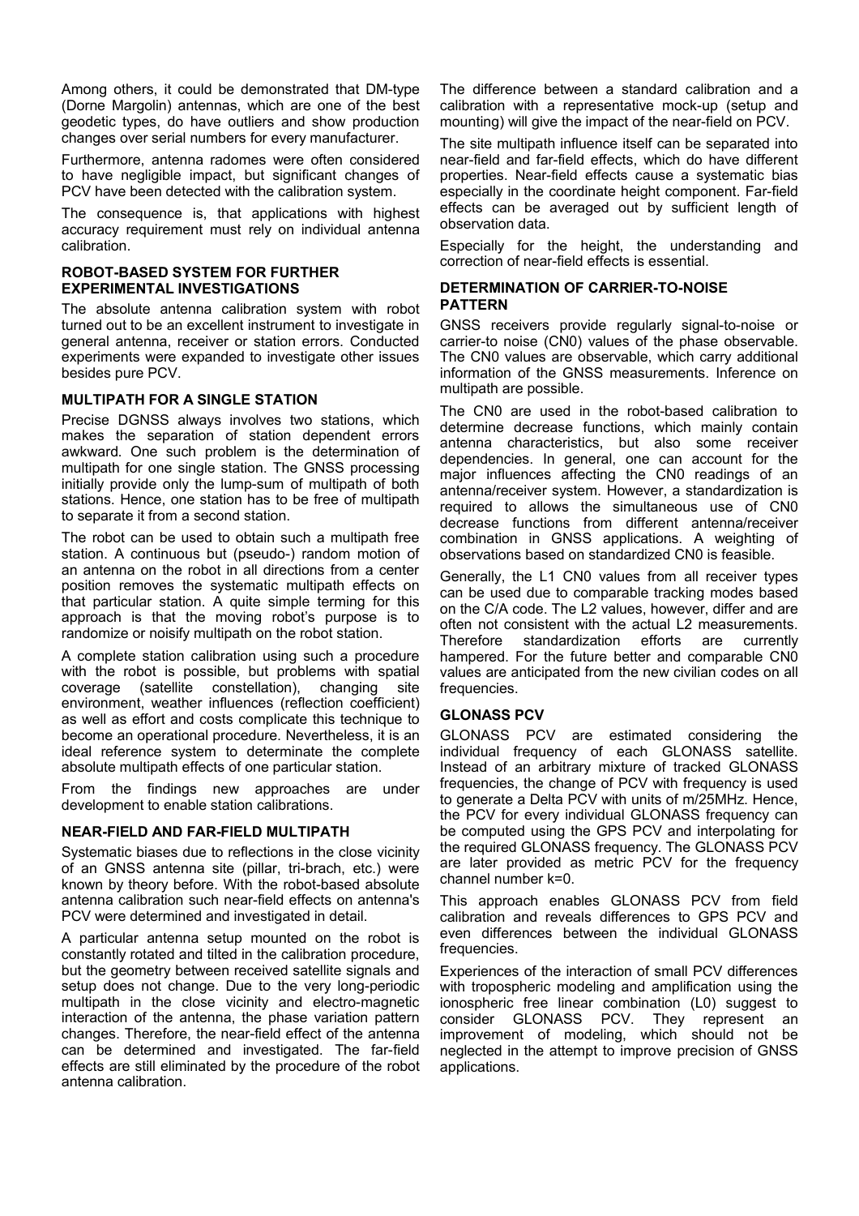Among others, it could be demonstrated that DM-type (Dorne Margolin) antennas, which are one of the best geodetic types, do have outliers and show production changes over serial numbers for every manufacturer.

Furthermore, antenna radomes were often considered to have negligible impact, but significant changes of PCV have been detected with the calibration system.

The consequence is, that applications with highest accuracy requirement must rely on individual antenna calibration.

## ROBOT-BASED SYSTEM FOR FURTHER EXPERIMENTAL INVESTIGATIONS

The absolute antenna calibration system with robot turned out to be an excellent instrument to investigate in general antenna, receiver or station errors. Conducted experiments were expanded to investigate other issues besides pure PCV.

## MULTIPATH FOR A SINGLE STATION

Precise DGNSS always involves two stations, which makes the separation of station dependent errors awkward. One such problem is the determination of multipath for one single station. The GNSS processing initially provide only the lump-sum of multipath of both stations. Hence, one station has to be free of multipath to separate it from a second station.

The robot can be used to obtain such a multipath free station. A continuous but (pseudo-) random motion of an antenna on the robot in all directions from a center position removes the systematic multipath effects on that particular station. A quite simple terming for this approach is that the moving robot's purpose is to randomize or noisify multipath on the robot station.

A complete station calibration using such a procedure with the robot is possible, but problems with spatial coverage (satellite constellation), changing site environment, weather influences (reflection coefficient) as well as effort and costs complicate this technique to become an operational procedure. Nevertheless, it is an ideal reference system to determinate the complete absolute multipath effects of one particular station.

From the findings new approaches are under development to enable station calibrations.

## NEAR-FIELD AND FAR-FIELD MULTIPATH

Systematic biases due to reflections in the close vicinity of an GNSS antenna site (pillar, tri-brach, etc.) were known by theory before. With the robot-based absolute antenna calibration such near-field effects on antenna's PCV were determined and investigated in detail.

A particular antenna setup mounted on the robot is constantly rotated and tilted in the calibration procedure, but the geometry between received satellite signals and setup does not change. Due to the very long-periodic multipath in the close vicinity and electro-magnetic interaction of the antenna, the phase variation pattern changes. Therefore, the near-field effect of the antenna can be determined and investigated. The far-field effects are still eliminated by the procedure of the robot antenna calibration.

The difference between a standard calibration and a calibration with a representative mock-up (setup and mounting) will give the impact of the near-field on PCV.

The site multipath influence itself can be separated into near-field and far-field effects, which do have different properties. Near-field effects cause a systematic bias especially in the coordinate height component. Far-field effects can be averaged out by sufficient length of observation data.

Especially for the height, the understanding and correction of near-field effects is essential.

## DETERMINATION OF CARRIER-TO-NOISE PATTERN

GNSS receivers provide regularly signal-to-noise or carrier-to noise (CN0) values of the phase observable. The CN0 values are observable, which carry additional information of the GNSS measurements. Inference on multipath are possible.

The CN0 are used in the robot-based calibration to determine decrease functions, which mainly contain antenna characteristics, but also some receiver dependencies. In general, one can account for the major influences affecting the CN0 readings of an antenna/receiver system. However, a standardization is required to allows the simultaneous use of CN0 decrease functions from different antenna/receiver combination in GNSS applications. A weighting of observations based on standardized CN0 is feasible.

Generally, the L1 CN0 values from all receiver types can be used due to comparable tracking modes based on the C/A code. The L2 values, however, differ and are often not consistent with the actual L2 measurements. Therefore standardization efforts are currently hampered. For the future better and comparable CN0 values are anticipated from the new civilian codes on all frequencies.

## GLONASS PCV

GLONASS PCV are estimated considering the individual frequency of each GLONASS satellite. Instead of an arbitrary mixture of tracked GLONASS frequencies, the change of PCV with frequency is used to generate a Delta PCV with units of m/25MHz. Hence, the PCV for every individual GLONASS frequency can be computed using the GPS PCV and interpolating for the required GLONASS frequency. The GLONASS PCV are later provided as metric PCV for the frequency channel number k=0.

This approach enables GLONASS PCV from field calibration and reveals differences to GPS PCV and even differences between the individual GLONASS frequencies.

Experiences of the interaction of small PCV differences with tropospheric modeling and amplification using the ionospheric free linear combination (L0) suggest to consider GLONASS PCV. They represent an improvement of modeling, which should not be neglected in the attempt to improve precision of GNSS applications.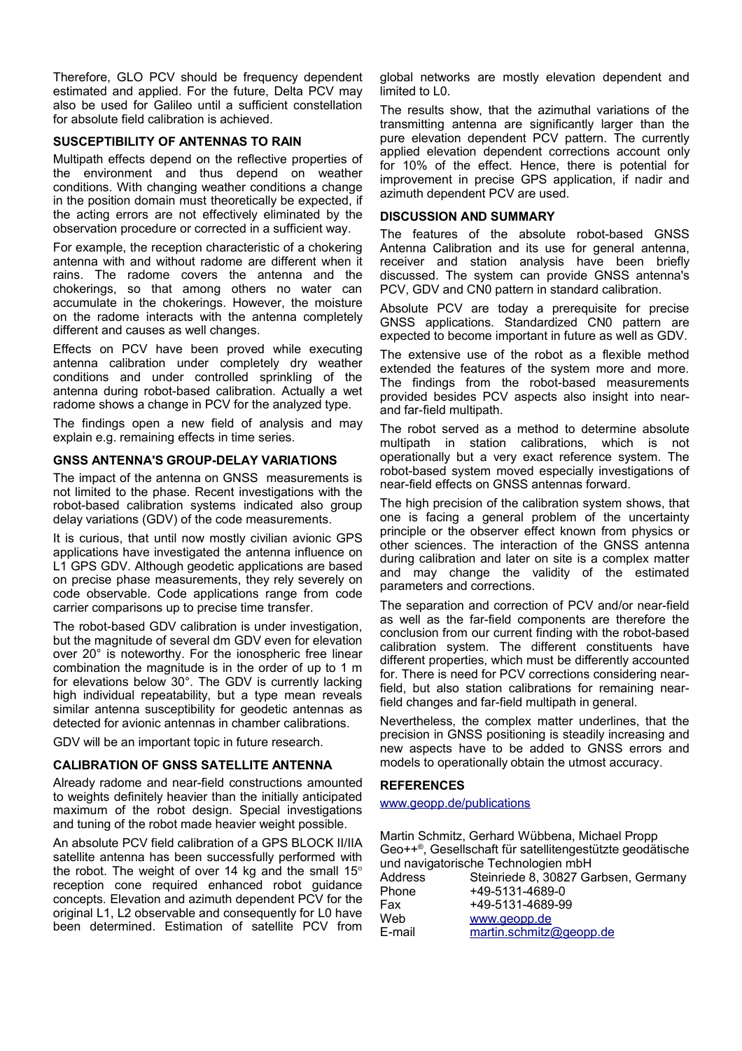Therefore, GLO PCV should be frequency dependent estimated and applied. For the future, Delta PCV may also be used for Galileo until a sufficient constellation for absolute field calibration is achieved.

## SUSCEPTIBILITY OF ANTENNAS TO RAIN

Multipath effects depend on the reflective properties of the environment and thus depend on weather conditions. With changing weather conditions a change in the position domain must theoretically be expected, if the acting errors are not effectively eliminated by the observation procedure or corrected in a sufficient way.

For example, the reception characteristic of a chokering antenna with and without radome are different when it rains. The radome covers the antenna and the chokerings, so that among others no water can accumulate in the chokerings. However, the moisture on the radome interacts with the antenna completely different and causes as well changes.

Effects on PCV have been proved while executing antenna calibration under completely dry weather conditions and under controlled sprinkling of the antenna during robot-based calibration. Actually a wet radome shows a change in PCV for the analyzed type.

The findings open a new field of analysis and may explain e.g. remaining effects in time series.

## GNSS ANTENNA'S GROUP-DELAY VARIATIONS

The impact of the antenna on GNSS measurements is not limited to the phase. Recent investigations with the robot-based calibration systems indicated also group delay variations (GDV) of the code measurements.

It is curious, that until now mostly civilian avionic GPS applications have investigated the antenna influence on L1 GPS GDV. Although geodetic applications are based on precise phase measurements, they rely severely on code observable. Code applications range from code carrier comparisons up to precise time transfer.

The robot-based GDV calibration is under investigation, but the magnitude of several dm GDV even for elevation over 20° is noteworthy. For the ionospheric free linear combination the magnitude is in the order of up to 1 m for elevations below 30°. The GDV is currently lacking high individual repeatability, but a type mean reveals similar antenna susceptibility for geodetic antennas as detected for avionic antennas in chamber calibrations.

GDV will be an important topic in future research.

## CALIBRATION OF GNSS SATELLITE ANTENNA

Already radome and near-field constructions amounted to weights definitely heavier than the initially anticipated maximum of the robot design. Special investigations and tuning of the robot made heavier weight possible.

An absolute PCV field calibration of a GPS BLOCK II/IIA satellite antenna has been successfully performed with the robot. The weight of over 14 kg and the small 15° reception cone required enhanced robot guidance concepts. Elevation and azimuth dependent PCV for the original L1, L2 observable and consequently for L0 have been determined. Estimation of satellite PCV from global networks are mostly elevation dependent and limited to L0.

The results show, that the azimuthal variations of the transmitting antenna are significantly larger than the pure elevation dependent PCV pattern. The currently applied elevation dependent corrections account only for 10% of the effect. Hence, there is potential for improvement in precise GPS application, if nadir and azimuth dependent PCV are used.

## DISCUSSION AND SUMMARY

The features of the absolute robot-based GNSS Antenna Calibration and its use for general antenna, receiver and station analysis have been briefly discussed. The system can provide GNSS antenna's PCV, GDV and CN0 pattern in standard calibration.

Absolute PCV are today a prerequisite for precise GNSS applications. Standardized CN0 pattern are expected to become important in future as well as GDV.

The extensive use of the robot as a flexible method extended the features of the system more and more. The findings from the robot-based measurements provided besides PCV aspects also insight into near- and far-field multipath.

The robot served as a method to determine absolute multipath in station calibrations, which is not operationally but a very exact reference system. The robot-based system moved especially investigations of near-field effects on GNSS antennas forward.

The high precision of the calibration system shows, that one is facing a general problem of the uncertainty principle or the observer effect known from physics or other sciences. The interaction of the GNSS antenna during calibration and later on site is a complex matter and may change the validity of the estimated parameters and corrections.

The separation and correction of PCV and/or near-field as well as the far-field components are therefore the conclusion from our current finding with the robot-based calibration system. The different constituents have different properties, which must be differently accounted for. There is need for PCV corrections considering near-field, but also station calibrations for remaining near-field changes and far-field multipath in general.

Nevertheless, the complex matter underlines, that the precision in GNSS positioning is steadily increasing and new aspects have to be added to GNSS errors and models to operationally obtain the utmost accuracy.

## REFERENCES

www.geopp.de/publications

Martin Schmitz, Gerhard Wübbena, Michael Propp
Geo++®, Gesellschaft für satellitengestützte geodätische und navigatorische Technologien mbH

| | |
|---|---|
| Address | Steinriede 8, 30827 Garbsen, Germany |
| Phone | +49-5131-4689-0 |
| Fax | +49-5131-4689-99 |
| Web | www.geopp.de |
| E-mail | martin.schmitz@geopp.de |